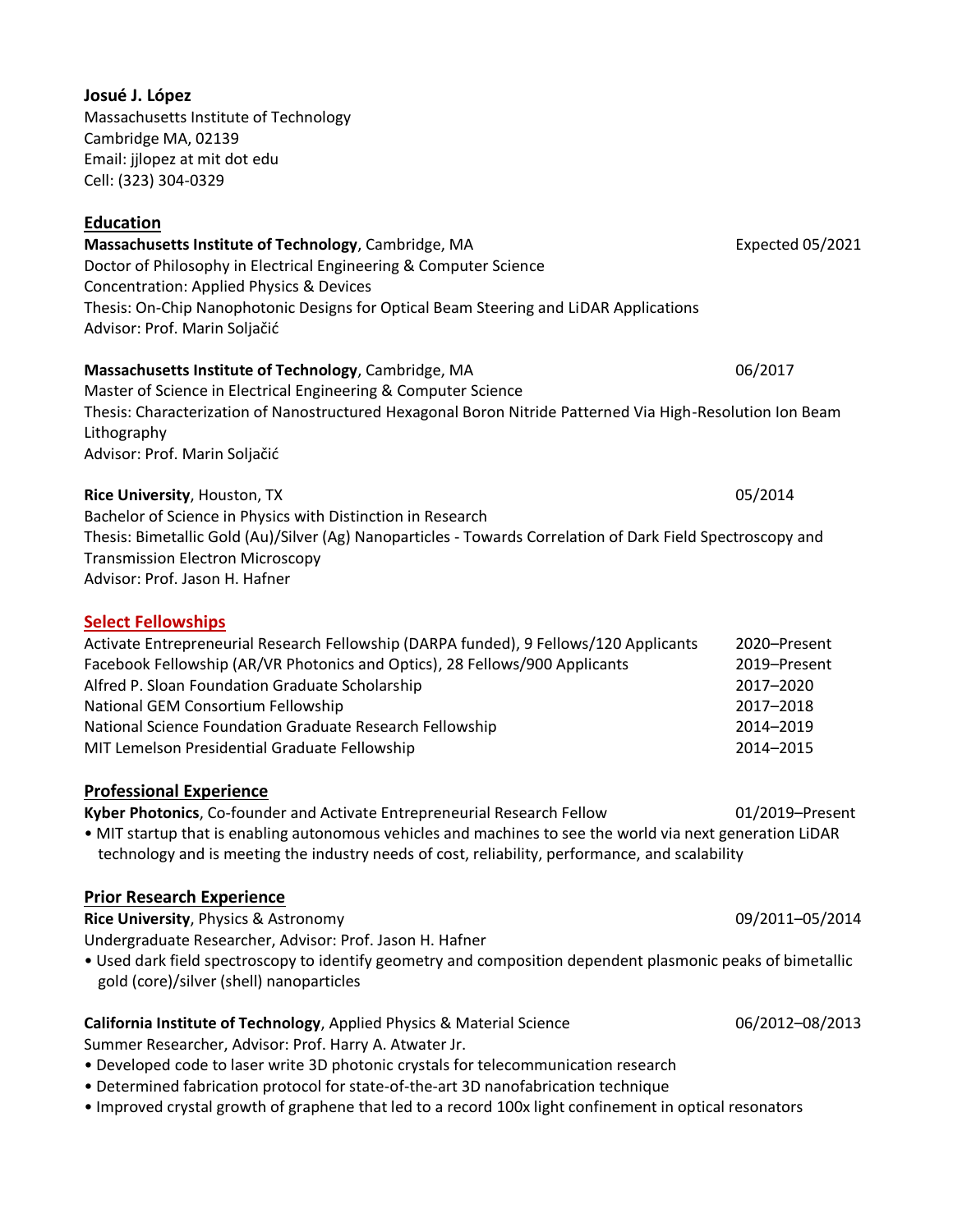**Josué J. López**
Massachusetts Institute of Technology
Cambridge MA, 02139
Email: jjlopez at mit dot edu
Cell: (323) 304-0329

## Education

**Massachusetts Institute of Technology**, Cambridge, MA — Expected 05/2021
Doctor of Philosophy in Electrical Engineering & Computer Science
Concentration: Applied Physics & Devices
Thesis: On-Chip Nanophotonic Designs for Optical Beam Steering and LiDAR Applications
Advisor: Prof. Marin Soljačić

**Massachusetts Institute of Technology**, Cambridge, MA — 06/2017
Master of Science in Electrical Engineering & Computer Science
Thesis: Characterization of Nanostructured Hexagonal Boron Nitride Patterned Via High-Resolution Ion Beam Lithography
Advisor: Prof. Marin Soljačić

**Rice University**, Houston, TX — 05/2014
Bachelor of Science in Physics with Distinction in Research
Thesis: Bimetallic Gold (Au)/Silver (Ag) Nanoparticles - Towards Correlation of Dark Field Spectroscopy and Transmission Electron Microscopy
Advisor: Prof. Jason H. Hafner

## Select Fellowships

| Fellowship | Years |
|---|---|
| Activate Entrepreneurial Research Fellowship (DARPA funded), 9 Fellows/120 Applicants | 2020–Present |
| Facebook Fellowship (AR/VR Photonics and Optics), 28 Fellows/900 Applicants | 2019–Present |
| Alfred P. Sloan Foundation Graduate Scholarship | 2017–2020 |
| National GEM Consortium Fellowship | 2017–2018 |
| National Science Foundation Graduate Research Fellowship | 2014–2019 |
| MIT Lemelson Presidential Graduate Fellowship | 2014–2015 |

## Professional Experience

**Kyber Photonics**, Co-founder and Activate Entrepreneurial Research Fellow — 01/2019–Present

- MIT startup that is enabling autonomous vehicles and machines to see the world via next generation LiDAR technology and is meeting the industry needs of cost, reliability, performance, and scalability

## Prior Research Experience

**Rice University**, Physics & Astronomy — 09/2011–05/2014
Undergraduate Researcher, Advisor: Prof. Jason H. Hafner

- Used dark field spectroscopy to identify geometry and composition dependent plasmonic peaks of bimetallic gold (core)/silver (shell) nanoparticles

**California Institute of Technology**, Applied Physics & Material Science — 06/2012–08/2013
Summer Researcher, Advisor: Prof. Harry A. Atwater Jr.

- Developed code to laser write 3D photonic crystals for telecommunication research
- Determined fabrication protocol for state-of-the-art 3D nanofabrication technique
- Improved crystal growth of graphene that led to a record 100x light confinement in optical resonators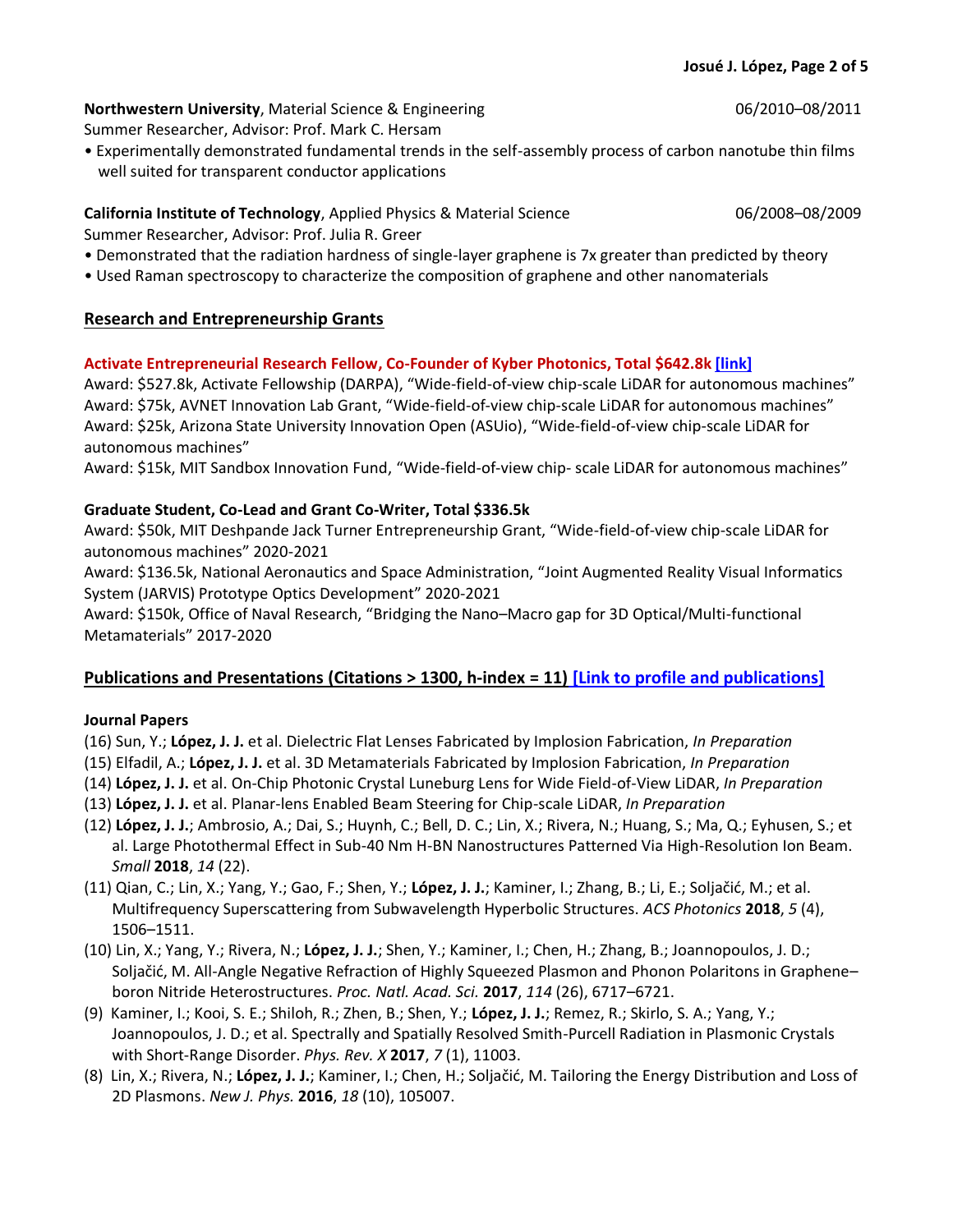**Northwestern University**, Material Science & Engineering 06/2010–08/2011

Summer Researcher, Advisor: Prof. Mark C. Hersam

- Experimentally demonstrated fundamental trends in the self-assembly process of carbon nanotube thin films well suited for transparent conductor applications

**California Institute of Technology**, Applied Physics & Material Science 06/2008–08/2009

Summer Researcher, Advisor: Prof. Julia R. Greer

- Demonstrated that the radiation hardness of single-layer graphene is 7x greater than predicted by theory
- Used Raman spectroscopy to characterize the composition of graphene and other nanomaterials

## Research and Entrepreneurship Grants

**Activate Entrepreneurial Research Fellow, Co-Founder of Kyber Photonics, Total $642.8k [link]**

Award: $527.8k, Activate Fellowship (DARPA), "Wide-field-of-view chip-scale LiDAR for autonomous machines"

Award: $75k, AVNET Innovation Lab Grant, "Wide-field-of-view chip-scale LiDAR for autonomous machines"

Award: $25k, Arizona State University Innovation Open (ASUio), "Wide-field-of-view chip-scale LiDAR for autonomous machines"

Award: $15k, MIT Sandbox Innovation Fund, "Wide-field-of-view chip- scale LiDAR for autonomous machines"

**Graduate Student, Co-Lead and Grant Co-Writer, Total $336.5k**

Award: $50k, MIT Deshpande Jack Turner Entrepreneurship Grant, "Wide-field-of-view chip-scale LiDAR for autonomous machines" 2020-2021

Award: $136.5k, National Aeronautics and Space Administration, "Joint Augmented Reality Visual Informatics System (JARVIS) Prototype Optics Development" 2020-2021

Award: $150k, Office of Naval Research, "Bridging the Nano–Macro gap for 3D Optical/Multi-functional Metamaterials" 2017-2020

## Publications and Presentations (Citations > 1300, h-index = 11) [Link to profile and publications]

**Journal Papers**

(16) Sun, Y.; **López, J. J.** et al. Dielectric Flat Lenses Fabricated by Implosion Fabrication, *In Preparation*

(15) Elfadil, A.; **López, J. J.** et al. 3D Metamaterials Fabricated by Implosion Fabrication, *In Preparation*

(14) **López, J. J.** et al. On-Chip Photonic Crystal Luneburg Lens for Wide Field-of-View LiDAR, *In Preparation*

(13) **López, J. J.** et al. Planar-lens Enabled Beam Steering for Chip-scale LiDAR, *In Preparation*

(12) **López, J. J.**; Ambrosio, A.; Dai, S.; Huynh, C.; Bell, D. C.; Lin, X.; Rivera, N.; Huang, S.; Ma, Q.; Eyhusen, S.; et al. Large Photothermal Effect in Sub-40 Nm H-BN Nanostructures Patterned Via High-Resolution Ion Beam. *Small* **2018**, *14* (22).

(11) Qian, C.; Lin, X.; Yang, Y.; Gao, F.; Shen, Y.; **López, J. J.**; Kaminer, I.; Zhang, B.; Li, E.; Soljačić, M.; et al. Multifrequency Superscattering from Subwavelength Hyperbolic Structures. *ACS Photonics* **2018**, *5* (4), 1506–1511.

(10) Lin, X.; Yang, Y.; Rivera, N.; **López, J. J.**; Shen, Y.; Kaminer, I.; Chen, H.; Zhang, B.; Joannopoulos, J. D.; Soljačić, M. All-Angle Negative Refraction of Highly Squeezed Plasmon and Phonon Polaritons in Graphene–boron Nitride Heterostructures. *Proc. Natl. Acad. Sci.* **2017**, *114* (26), 6717–6721.

(9) Kaminer, I.; Kooi, S. E.; Shiloh, R.; Zhen, B.; Shen, Y.; **López, J. J.**; Remez, R.; Skirlo, S. A.; Yang, Y.; Joannopoulos, J. D.; et al. Spectrally and Spatially Resolved Smith-Purcell Radiation in Plasmonic Crystals with Short-Range Disorder. *Phys. Rev. X* **2017**, *7* (1), 11003.

(8) Lin, X.; Rivera, N.; **López, J. J.**; Kaminer, I.; Chen, H.; Soljačić, M. Tailoring the Energy Distribution and Loss of 2D Plasmons. *New J. Phys.* **2016**, *18* (10), 105007.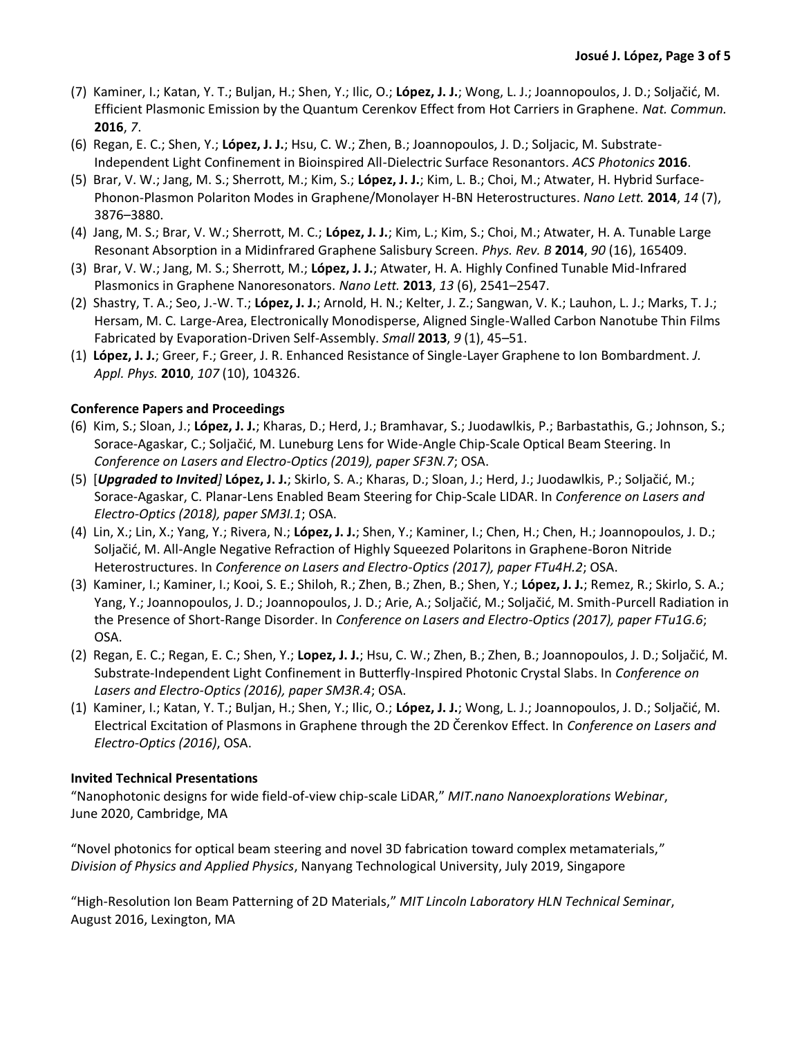(7) Kaminer, I.; Katan, Y. T.; Buljan, H.; Shen, Y.; Ilic, O.; **López, J. J.**; Wong, L. J.; Joannopoulos, J. D.; Soljačić, M. Efficient Plasmonic Emission by the Quantum Cerenkov Effect from Hot Carriers in Graphene. *Nat. Commun.* **2016**, *7*.

(6) Regan, E. C.; Shen, Y.; **López, J. J.**; Hsu, C. W.; Zhen, B.; Joannopoulos, J. D.; Soljacic, M. Substrate-Independent Light Confinement in Bioinspired All-Dielectric Surface Resonantors. *ACS Photonics* **2016**.

(5) Brar, V. W.; Jang, M. S.; Sherrott, M.; Kim, S.; **López, J. J.**; Kim, L. B.; Choi, M.; Atwater, H. Hybrid Surface-Phonon-Plasmon Polariton Modes in Graphene/Monolayer H-BN Heterostructures. *Nano Lett.* **2014**, *14* (7), 3876–3880.

(4) Jang, M. S.; Brar, V. W.; Sherrott, M. C.; **López, J. J.**; Kim, L.; Kim, S.; Choi, M.; Atwater, H. A. Tunable Large Resonant Absorption in a Midinfrared Graphene Salisbury Screen. *Phys. Rev. B* **2014**, *90* (16), 165409.

(3) Brar, V. W.; Jang, M. S.; Sherrott, M.; **López, J. J.**; Atwater, H. A. Highly Confined Tunable Mid-Infrared Plasmonics in Graphene Nanoresonators. *Nano Lett.* **2013**, *13* (6), 2541–2547.

(2) Shastry, T. A.; Seo, J.-W. T.; **López, J. J.**; Arnold, H. N.; Kelter, J. Z.; Sangwan, V. K.; Lauhon, L. J.; Marks, T. J.; Hersam, M. C. Large-Area, Electronically Monodisperse, Aligned Single-Walled Carbon Nanotube Thin Films Fabricated by Evaporation-Driven Self-Assembly. *Small* **2013**, *9* (1), 45–51.

(1) **López, J. J.**; Greer, F.; Greer, J. R. Enhanced Resistance of Single-Layer Graphene to Ion Bombardment. *J. Appl. Phys.* **2010**, *107* (10), 104326.

### Conference Papers and Proceedings

(6) Kim, S.; Sloan, J.; **López, J. J.**; Kharas, D.; Herd, J.; Bramhavar, S.; Juodawlkis, P.; Barbastathis, G.; Johnson, S.; Sorace-Agaskar, C.; Soljačić, M. Luneburg Lens for Wide-Angle Chip-Scale Optical Beam Steering. In *Conference on Lasers and Electro-Optics (2019), paper SF3N.7*; OSA.

(5) [***Upgraded to Invited***] **López, J. J.**; Skirlo, S. A.; Kharas, D.; Sloan, J.; Herd, J.; Juodawlkis, P.; Soljačić, M.; Sorace-Agaskar, C. Planar-Lens Enabled Beam Steering for Chip-Scale LIDAR. In *Conference on Lasers and Electro-Optics (2018), paper SM3I.1*; OSA.

(4) Lin, X.; Lin, X.; Yang, Y.; Rivera, N.; **López, J. J.**; Shen, Y.; Kaminer, I.; Chen, H.; Chen, H.; Joannopoulos, J. D.; Soljačić, M. All-Angle Negative Refraction of Highly Squeezed Polaritons in Graphene-Boron Nitride Heterostructures. In *Conference on Lasers and Electro-Optics (2017), paper FTu4H.2*; OSA.

(3) Kaminer, I.; Kaminer, I.; Kooi, S. E.; Shiloh, R.; Zhen, B.; Shen, Y.; **López, J. J.**; Remez, R.; Skirlo, S. A.; Yang, Y.; Joannopoulos, J. D.; Joannopoulos, J. D.; Arie, A.; Soljačić, M.; Soljačić, M. Smith-Purcell Radiation in the Presence of Short-Range Disorder. In *Conference on Lasers and Electro-Optics (2017), paper FTu1G.6*; OSA.

(2) Regan, E. C.; Regan, E. C.; Shen, Y.; **Lopez, J. J.**; Hsu, C. W.; Zhen, B.; Zhen, B.; Joannopoulos, J. D.; Soljačić, M. Substrate-Independent Light Confinement in Butterfly-Inspired Photonic Crystal Slabs. In *Conference on Lasers and Electro-Optics (2016), paper SM3R.4*; OSA.

(1) Kaminer, I.; Katan, Y. T.; Buljan, H.; Shen, Y.; Ilic, O.; **López, J. J.**; Wong, L. J.; Joannopoulos, J. D.; Soljačić, M. Electrical Excitation of Plasmons in Graphene through the 2D Čerenkov Effect. In *Conference on Lasers and Electro-Optics (2016)*, OSA.

### Invited Technical Presentations

"Nanophotonic designs for wide field-of-view chip-scale LiDAR," *MIT.nano Nanoexplorations Webinar*, June 2020, Cambridge, MA

"Novel photonics for optical beam steering and novel 3D fabrication toward complex metamaterials," *Division of Physics and Applied Physics*, Nanyang Technological University, July 2019, Singapore

"High-Resolution Ion Beam Patterning of 2D Materials," *MIT Lincoln Laboratory HLN Technical Seminar*, August 2016, Lexington, MA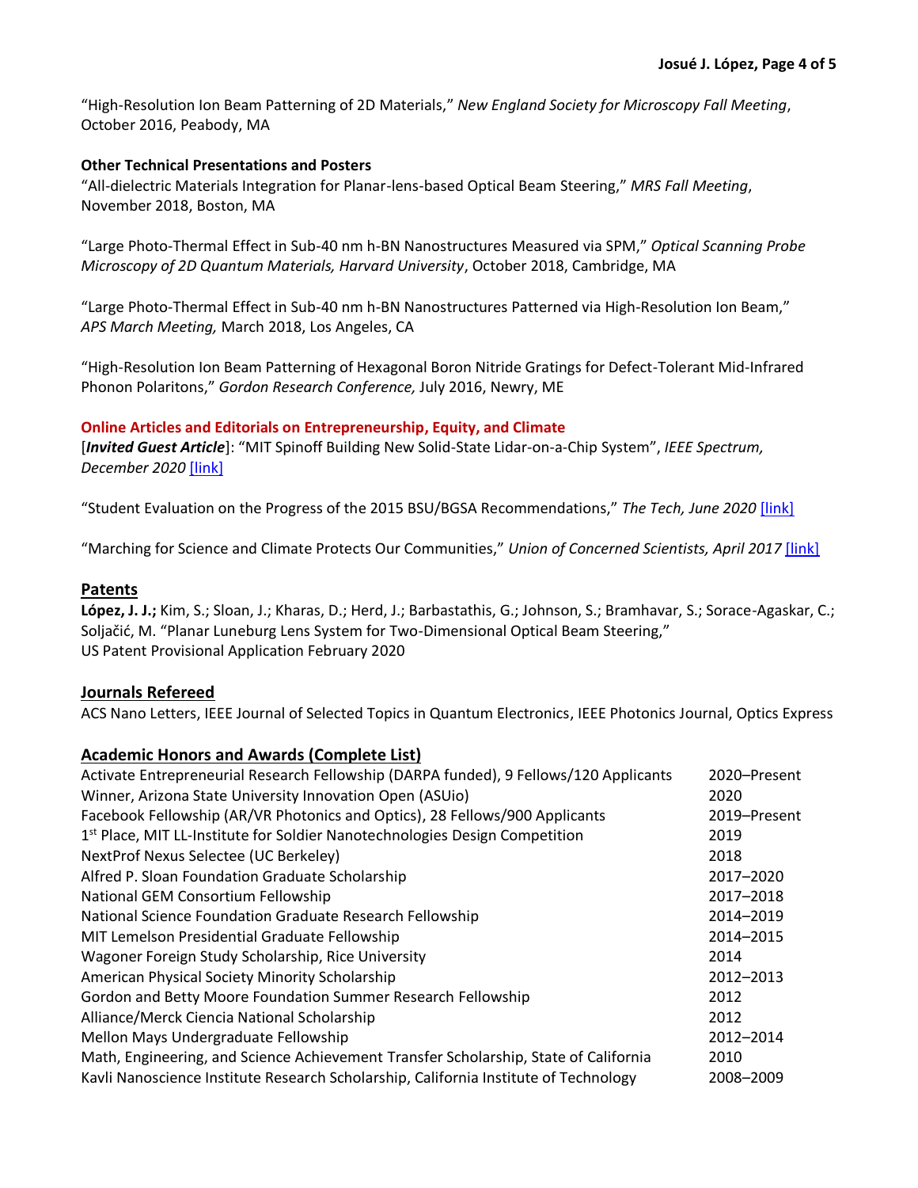"High-Resolution Ion Beam Patterning of 2D Materials," *New England Society for Microscopy Fall Meeting*, October 2016, Peabody, MA

**Other Technical Presentations and Posters**

"All-dielectric Materials Integration for Planar-lens-based Optical Beam Steering," *MRS Fall Meeting*, November 2018, Boston, MA

"Large Photo-Thermal Effect in Sub-40 nm h-BN Nanostructures Measured via SPM," *Optical Scanning Probe Microscopy of 2D Quantum Materials, Harvard University*, October 2018, Cambridge, MA

"Large Photo-Thermal Effect in Sub-40 nm h-BN Nanostructures Patterned via High-Resolution Ion Beam," *APS March Meeting,* March 2018, Los Angeles, CA

"High-Resolution Ion Beam Patterning of Hexagonal Boron Nitride Gratings for Defect-Tolerant Mid-Infrared Phonon Polaritons," *Gordon Research Conference,* July 2016, Newry, ME

**Online Articles and Editorials on Entrepreneurship, Equity, and Climate**

[***Invited Guest Article***]: "MIT Spinoff Building New Solid-State Lidar-on-a-Chip System", *IEEE Spectrum, December 2020* [link]

"Student Evaluation on the Progress of the 2015 BSU/BGSA Recommendations," *The Tech, June 2020* [link]

"Marching for Science and Climate Protects Our Communities," *Union of Concerned Scientists, April 2017* [link]

## Patents

**López, J. J.;** Kim, S.; Sloan, J.; Kharas, D.; Herd, J.; Barbastathis, G.; Johnson, S.; Bramhavar, S.; Sorace-Agaskar, C.; Soljačić, M. "Planar Luneburg Lens System for Two-Dimensional Optical Beam Steering," US Patent Provisional Application February 2020

## Journals Refereed

ACS Nano Letters, IEEE Journal of Selected Topics in Quantum Electronics, IEEE Photonics Journal, Optics Express

## Academic Honors and Awards (Complete List)

| | |
|---|---|
| Activate Entrepreneurial Research Fellowship (DARPA funded), 9 Fellows/120 Applicants | 2020–Present |
| Winner, Arizona State University Innovation Open (ASUio) | 2020 |
| Facebook Fellowship (AR/VR Photonics and Optics), 28 Fellows/900 Applicants | 2019–Present |
| 1st Place, MIT LL-Institute for Soldier Nanotechnologies Design Competition | 2019 |
| NextProf Nexus Selectee (UC Berkeley) | 2018 |
| Alfred P. Sloan Foundation Graduate Scholarship | 2017–2020 |
| National GEM Consortium Fellowship | 2017–2018 |
| National Science Foundation Graduate Research Fellowship | 2014–2019 |
| MIT Lemelson Presidential Graduate Fellowship | 2014–2015 |
| Wagoner Foreign Study Scholarship, Rice University | 2014 |
| American Physical Society Minority Scholarship | 2012–2013 |
| Gordon and Betty Moore Foundation Summer Research Fellowship | 2012 |
| Alliance/Merck Ciencia National Scholarship | 2012 |
| Mellon Mays Undergraduate Fellowship | 2012–2014 |
| Math, Engineering, and Science Achievement Transfer Scholarship, State of California | 2010 |
| Kavli Nanoscience Institute Research Scholarship, California Institute of Technology | 2008–2009 |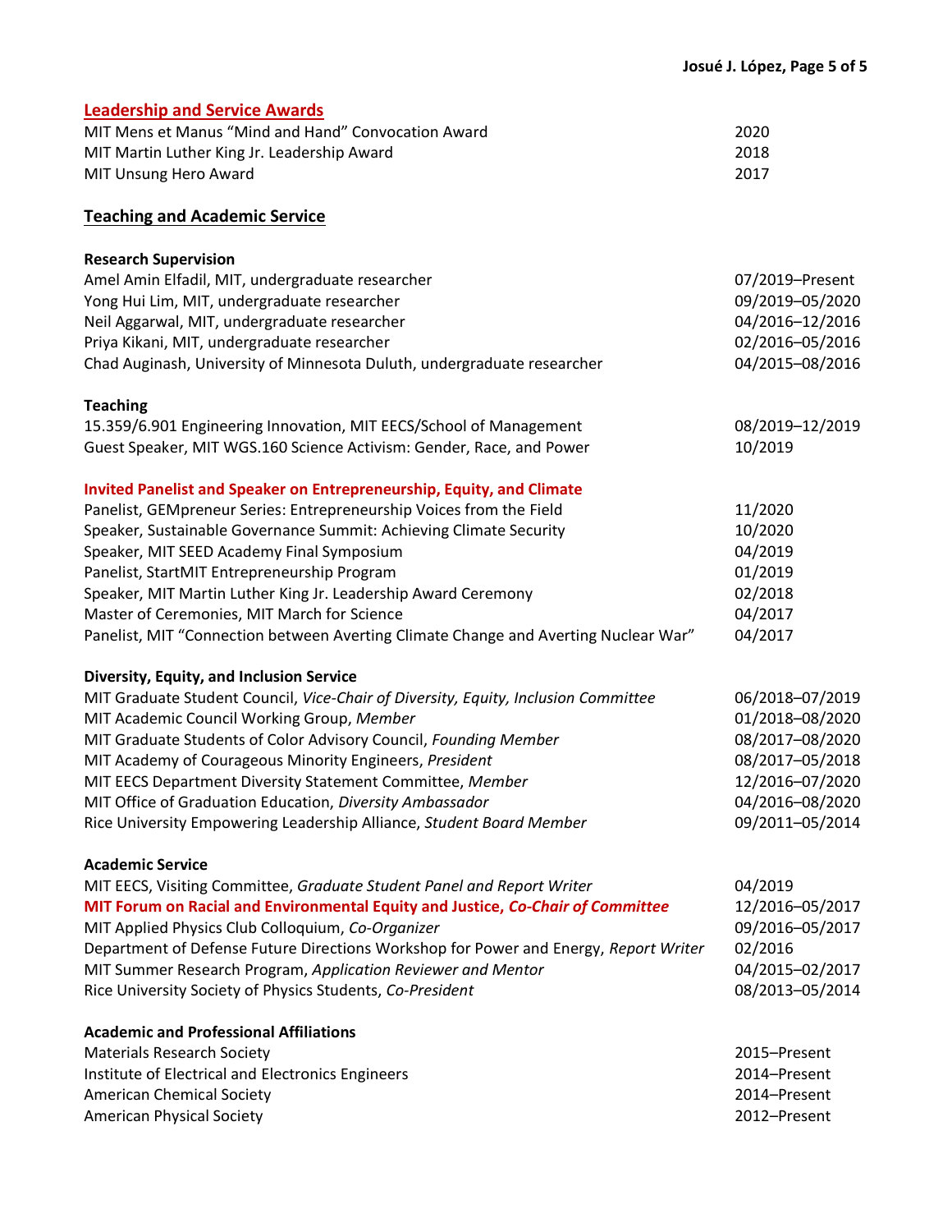## Leadership and Service Awards

| | |
|---|---|
| MIT Mens et Manus "Mind and Hand" Convocation Award | 2020 |
| MIT Martin Luther King Jr. Leadership Award | 2018 |
| MIT Unsung Hero Award | 2017 |

## Teaching and Academic Service

### Research Supervision

| | |
|---|---|
| Amel Amin Elfadil, MIT, undergraduate researcher | 07/2019–Present |
| Yong Hui Lim, MIT, undergraduate researcher | 09/2019–05/2020 |
| Neil Aggarwal, MIT, undergraduate researcher | 04/2016–12/2016 |
| Priya Kikani, MIT, undergraduate researcher | 02/2016–05/2016 |
| Chad Auginash, University of Minnesota Duluth, undergraduate researcher | 04/2015–08/2016 |

### Teaching

| | |
|---|---|
| 15.359/6.901 Engineering Innovation, MIT EECS/School of Management | 08/2019–12/2019 |
| Guest Speaker, MIT WGS.160 Science Activism: Gender, Race, and Power | 10/2019 |

### Invited Panelist and Speaker on Entrepreneurship, Equity, and Climate

| | |
|---|---|
| Panelist, GEMpreneur Series: Entrepreneurship Voices from the Field | 11/2020 |
| Speaker, Sustainable Governance Summit: Achieving Climate Security | 10/2020 |
| Speaker, MIT SEED Academy Final Symposium | 04/2019 |
| Panelist, StartMIT Entrepreneurship Program | 01/2019 |
| Speaker, MIT Martin Luther King Jr. Leadership Award Ceremony | 02/2018 |
| Master of Ceremonies, MIT March for Science | 04/2017 |
| Panelist, MIT "Connection between Averting Climate Change and Averting Nuclear War" | 04/2017 |

### Diversity, Equity, and Inclusion Service

| | |
|---|---|
| MIT Graduate Student Council, *Vice-Chair of Diversity, Equity, Inclusion Committee* | 06/2018–07/2019 |
| MIT Academic Council Working Group, *Member* | 01/2018–08/2020 |
| MIT Graduate Students of Color Advisory Council, *Founding Member* | 08/2017–08/2020 |
| MIT Academy of Courageous Minority Engineers, *President* | 08/2017–05/2018 |
| MIT EECS Department Diversity Statement Committee, *Member* | 12/2016–07/2020 |
| MIT Office of Graduation Education, *Diversity Ambassador* | 04/2016–08/2020 |
| Rice University Empowering Leadership Alliance, *Student Board Member* | 09/2011–05/2014 |

### Academic Service

| | |
|---|---|
| MIT EECS, Visiting Committee, *Graduate Student Panel and Report Writer* | 04/2019 |
| **MIT Forum on Racial and Environmental Equity and Justice, *Co-Chair of Committee*** | 12/2016–05/2017 |
| MIT Applied Physics Club Colloquium, *Co-Organizer* | 09/2016–05/2017 |
| Department of Defense Future Directions Workshop for Power and Energy, *Report Writer* | 02/2016 |
| MIT Summer Research Program, *Application Reviewer and Mentor* | 04/2015–02/2017 |
| Rice University Society of Physics Students, *Co-President* | 08/2013–05/2014 |

### Academic and Professional Affiliations

| | |
|---|---|
| Materials Research Society | 2015–Present |
| Institute of Electrical and Electronics Engineers | 2014–Present |
| American Chemical Society | 2014–Present |
| American Physical Society | 2012–Present |